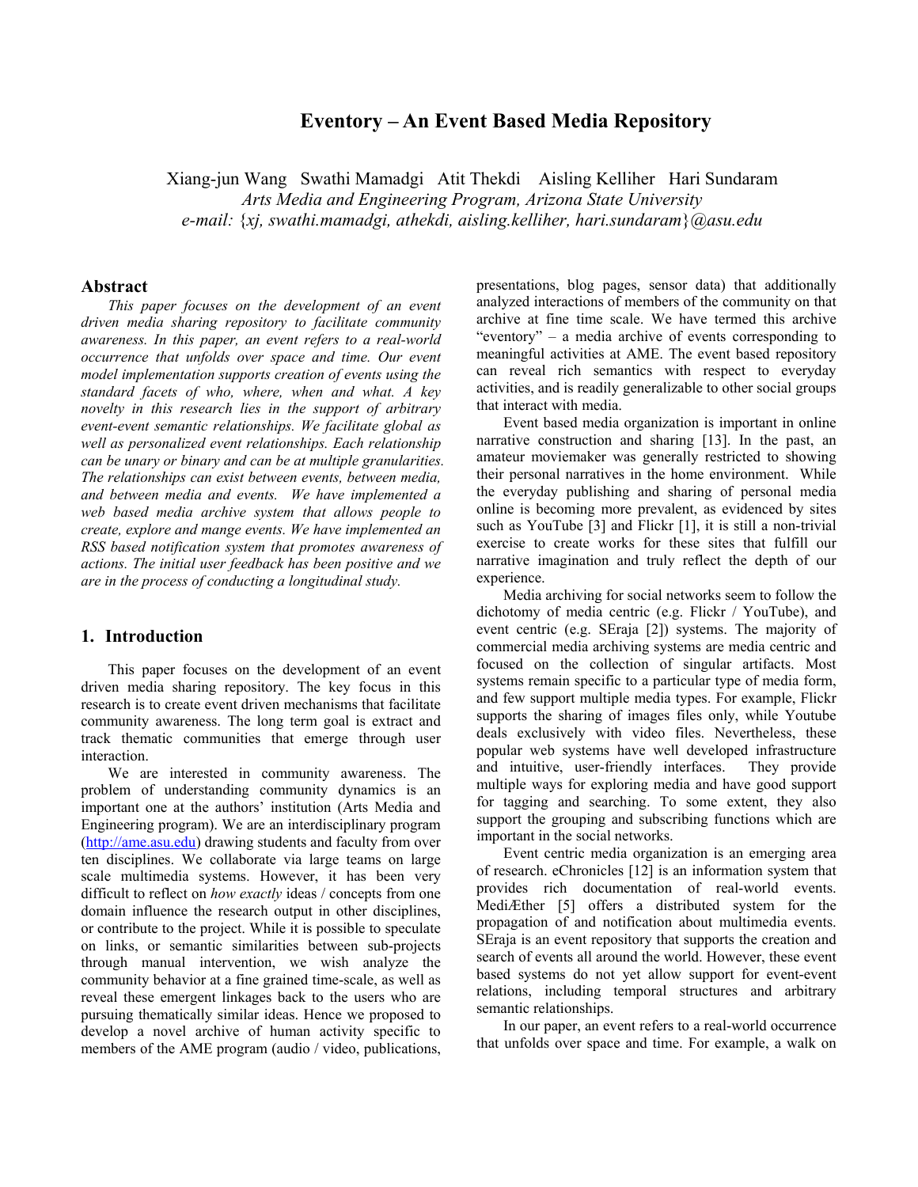# Eventory – An Event Based Media Repository

Xiang-jun Wang   Swathi Mamadgi   Atit Thekdi   Aisling Kelliher   Hari Sundaram

*Arts Media and Engineering Program, Arizona State University*

*e-mail: {xj, swathi.mamadgi, athekdi, aisling.kelliher, hari.sundaram}@asu.edu*

## Abstract

*This paper focuses on the development of an event driven media sharing repository to facilitate community awareness. In this paper, an event refers to a real-world occurrence that unfolds over space and time. Our event model implementation supports creation of events using the standard facets of who, where, when and what. A key novelty in this research lies in the support of arbitrary event-event semantic relationships. We facilitate global as well as personalized event relationships. Each relationship can be unary or binary and can be at multiple granularities. The relationships can exist between events, between media, and between media and events. We have implemented a web based media archive system that allows people to create, explore and mange events. We have implemented an RSS based notification system that promotes awareness of actions. The initial user feedback has been positive and we are in the process of conducting a longitudinal study.*

## 1. Introduction

This paper focuses on the development of an event driven media sharing repository. The key focus in this research is to create event driven mechanisms that facilitate community awareness. The long term goal is extract and track thematic communities that emerge through user interaction.

We are interested in community awareness. The problem of understanding community dynamics is an important one at the authors' institution (Arts Media and Engineering program). We are an interdisciplinary program (http://ame.asu.edu) drawing students and faculty from over ten disciplines. We collaborate via large teams on large scale multimedia systems. However, it has been very difficult to reflect on *how exactly* ideas / concepts from one domain influence the research output in other disciplines, or contribute to the project. While it is possible to speculate on links, or semantic similarities between sub-projects through manual intervention, we wish analyze the community behavior at a fine grained time-scale, as well as reveal these emergent linkages back to the users who are pursuing thematically similar ideas. Hence we proposed to develop a novel archive of human activity specific to members of the AME program (audio / video, publications, presentations, blog pages, sensor data) that additionally analyzed interactions of members of the community on that archive at fine time scale. We have termed this archive "eventory" – a media archive of events corresponding to meaningful activities at AME. The event based repository can reveal rich semantics with respect to everyday activities, and is readily generalizable to other social groups that interact with media.

Event based media organization is important in online narrative construction and sharing [13]. In the past, an amateur moviemaker was generally restricted to showing their personal narratives in the home environment. While the everyday publishing and sharing of personal media online is becoming more prevalent, as evidenced by sites such as YouTube [3] and Flickr [1], it is still a non-trivial exercise to create works for these sites that fulfill our narrative imagination and truly reflect the depth of our experience.

Media archiving for social networks seem to follow the dichotomy of media centric (e.g. Flickr / YouTube), and event centric (e.g. SEraja [2]) systems. The majority of commercial media archiving systems are media centric and focused on the collection of singular artifacts. Most systems remain specific to a particular type of media form, and few support multiple media types. For example, Flickr supports the sharing of images files only, while Youtube deals exclusively with video files. Nevertheless, these popular web systems have well developed infrastructure and intuitive, user-friendly interfaces. They provide multiple ways for exploring media and have good support for tagging and searching. To some extent, they also support the grouping and subscribing functions which are important in the social networks.

Event centric media organization is an emerging area of research. eChronicles [12] is an information system that provides rich documentation of real-world events. MediÆther [5] offers a distributed system for the propagation of and notification about multimedia events. SEraja is an event repository that supports the creation and search of events all around the world. However, these event based systems do not yet allow support for event-event relations, including temporal structures and arbitrary semantic relationships.

In our paper, an event refers to a real-world occurrence that unfolds over space and time. For example, a walk on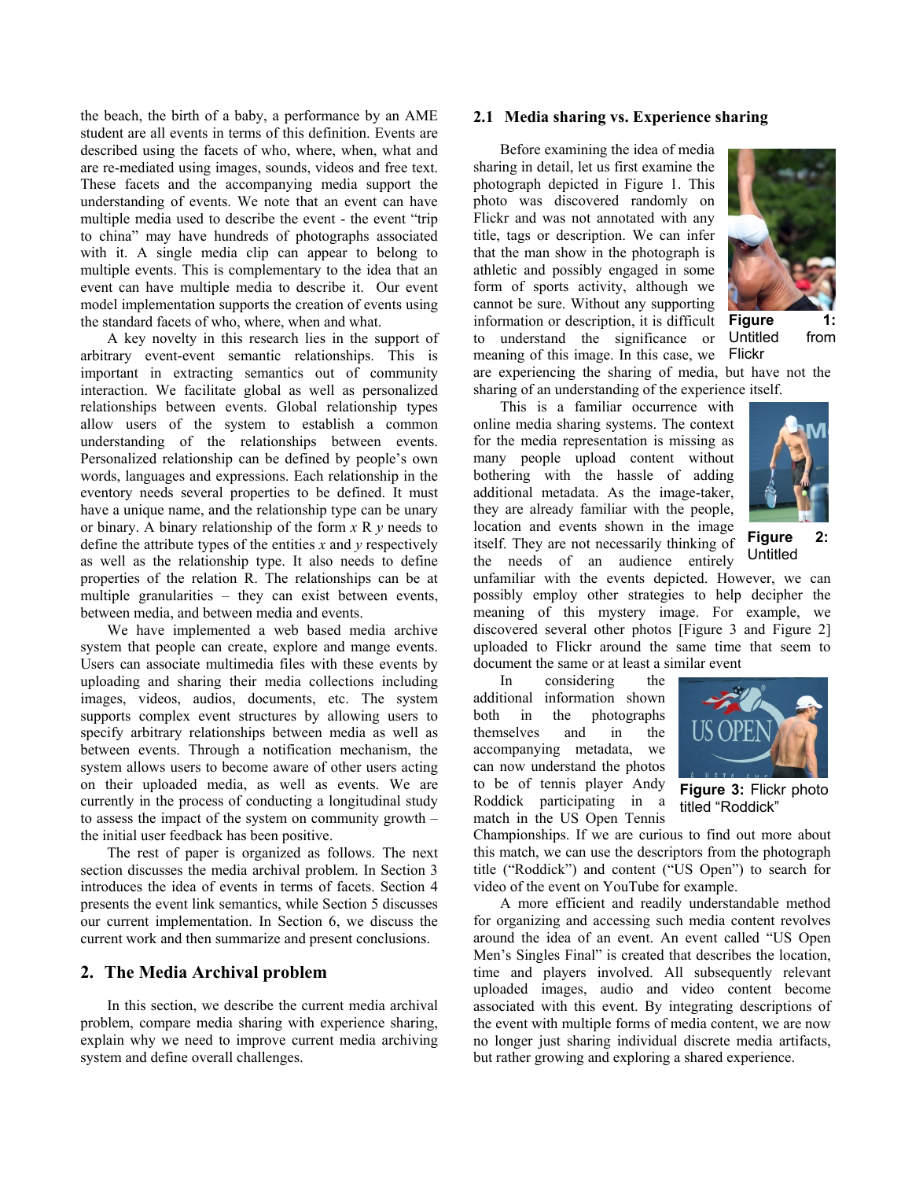the beach, the birth of a baby, a performance by an AME student are all events in terms of this definition. Events are described using the facets of who, where, when, what and are re-mediated using images, sounds, videos and free text. These facets and the accompanying media support the understanding of events. We note that an event can have multiple media used to describe the event - the event "trip to china" may have hundreds of photographs associated with it. A single media clip can appear to belong to multiple events. This is complementary to the idea that an event can have multiple media to describe it. Our event model implementation supports the creation of events using the standard facets of who, where, when and what.

A key novelty in this research lies in the support of arbitrary event-event semantic relationships. This is important in extracting semantics out of community interaction. We facilitate global as well as personalized relationships between events. Global relationship types allow users of the system to establish a common understanding of the relationships between events. Personalized relationship can be defined by people's own words, languages and expressions. Each relationship in the eventory needs several properties to be defined. It must have a unique name, and the relationship type can be unary or binary. A binary relationship of the form *x* R *y* needs to define the attribute types of the entities *x* and *y* respectively as well as the relationship type. It also needs to define properties of the relation R. The relationships can be at multiple granularities – they can exist between events, between media, and between media and events.

We have implemented a web based media archive system that people can create, explore and mange events. Users can associate multimedia files with these events by uploading and sharing their media collections including images, videos, audios, documents, etc. The system supports complex event structures by allowing users to specify arbitrary relationships between media as well as between events. Through a notification mechanism, the system allows users to become aware of other users acting on their uploaded media, as well as events. We are currently in the process of conducting a longitudinal study to assess the impact of the system on community growth – the initial user feedback has been positive.

The rest of paper is organized as follows. The next section discusses the media archival problem. In Section 3 introduces the idea of events in terms of facets. Section 4 presents the event link semantics, while Section 5 discusses our current implementation. In Section 6, we discuss the current work and then summarize and present conclusions.

## 2. The Media Archival problem

In this section, we describe the current media archival problem, compare media sharing with experience sharing, explain why we need to improve current media archiving system and define overall challenges.

### 2.1 Media sharing vs. Experience sharing

Before examining the idea of media sharing in detail, let us first examine the photograph depicted in Figure 1. This photo was discovered randomly on Flickr and was not annotated with any title, tags or description. We can infer that the man show in the photograph is athletic and possibly engaged in some form of sports activity, although we cannot be sure. Without any supporting information or description, it is difficult to understand the significance or meaning of this image. In this case, we are experiencing the sharing of media, but have not the sharing of an understanding of the experience itself.

**Figure 1:** Untitled from Flickr

This is a familiar occurrence with online media sharing systems. The context for the media representation is missing as many people upload content without bothering with the hassle of adding additional metadata. As the image-taker, they are already familiar with the people, location and events shown in the image itself. They are not necessarily thinking of the needs of an audience entirely unfamiliar with the events depicted. However, we can possibly employ other strategies to help decipher the meaning of this mystery image. For example, we discovered several other photos [Figure 3 and Figure 2] uploaded to Flickr around the same time that seem to document the same or at least a similar event

**Figure 2:** Untitled

In considering the additional information shown both in the photographs themselves and in the accompanying metadata, we can now understand the photos to be of tennis player Andy Roddick participating in a match in the US Open Tennis Championships. If we are curious to find out more about this match, we can use the descriptors from the photograph title ("Roddick") and content ("US Open") to search for video of the event on YouTube for example.

**Figure 3:** Flickr photo titled "Roddick"

A more efficient and readily understandable method for organizing and accessing such media content revolves around the idea of an event. An event called "US Open Men's Singles Final" is created that describes the location, time and players involved. All subsequently relevant uploaded images, audio and video content become associated with this event. By integrating descriptions of the event with multiple forms of media content, we are now no longer just sharing individual discrete media artifacts, but rather growing and exploring a shared experience.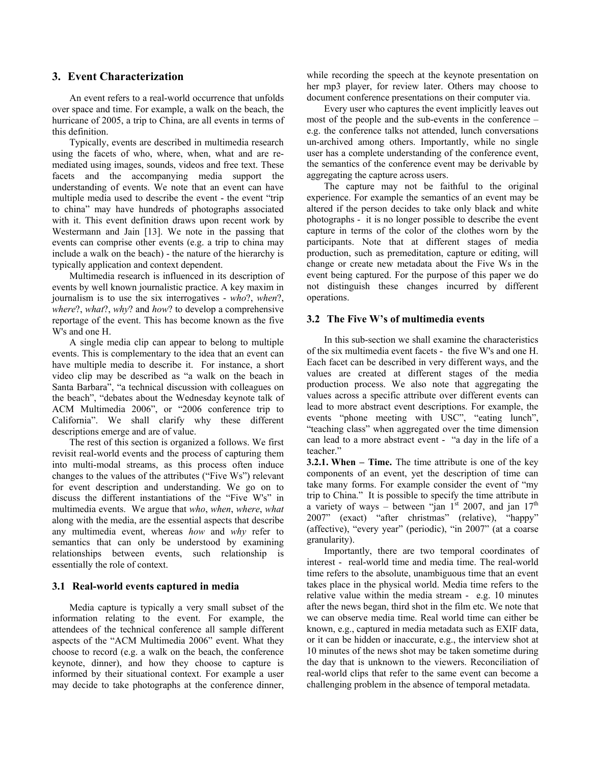## 3. Event Characterization

An event refers to a real-world occurrence that unfolds over space and time. For example, a walk on the beach, the hurricane of 2005, a trip to China, are all events in terms of this definition.

Typically, events are described in multimedia research using the facets of who, where, when, what and are re-mediated using images, sounds, videos and free text. These facets and the accompanying media support the understanding of events. We note that an event can have multiple media used to describe the event - the event "trip to china" may have hundreds of photographs associated with it. This event definition draws upon recent work by Westermann and Jain [13]. We note in the passing that events can comprise other events (e.g. a trip to china may include a walk on the beach) - the nature of the hierarchy is typically application and context dependent.

Multimedia research is influenced in its description of events by well known journalistic practice. A key maxim in journalism is to use the six interrogatives - *who*?, *when*?, *where*?, *what*?, *why*? and *how*? to develop a comprehensive reportage of the event. This has become known as the five W's and one H.

A single media clip can appear to belong to multiple events. This is complementary to the idea that an event can have multiple media to describe it. For instance, a short video clip may be described as "a walk on the beach in Santa Barbara", "a technical discussion with colleagues on the beach", "debates about the Wednesday keynote talk of ACM Multimedia 2006", or "2006 conference trip to California". We shall clarify why these different descriptions emerge and are of value.

The rest of this section is organized a follows. We first revisit real-world events and the process of capturing them into multi-modal streams, as this process often induce changes to the values of the attributes ("Five Ws") relevant for event description and understanding. We go on to discuss the different instantiations of the "Five W's" in multimedia events. We argue that *who*, *when*, *where*, *what* along with the media, are the essential aspects that describe any multimedia event, whereas *how* and *why* refer to semantics that can only be understood by examining relationships between events, such relationship is essentially the role of context.

### 3.1 Real-world events captured in media

Media capture is typically a very small subset of the information relating to the event. For example, the attendees of the technical conference all sample different aspects of the "ACM Multimedia 2006" event. What they choose to record (e.g. a walk on the beach, the conference keynote, dinner), and how they choose to capture is informed by their situational context. For example a user may decide to take photographs at the conference dinner, while recording the speech at the keynote presentation on her mp3 player, for review later. Others may choose to document conference presentations on their computer via.

Every user who captures the event implicitly leaves out most of the people and the sub-events in the conference – e.g. the conference talks not attended, lunch conversations un-archived among others. Importantly, while no single user has a complete understanding of the conference event, the semantics of the conference event may be derivable by aggregating the capture across users.

The capture may not be faithful to the original experience. For example the semantics of an event may be altered if the person decides to take only black and white photographs - it is no longer possible to describe the event capture in terms of the color of the clothes worn by the participants. Note that at different stages of media production, such as premeditation, capture or editing, will change or create new metadata about the Five Ws in the event being captured. For the purpose of this paper we do not distinguish these changes incurred by different operations.

### 3.2 The Five W's of multimedia events

In this sub-section we shall examine the characteristics of the six multimedia event facets - the five W's and one H. Each facet can be described in very different ways, and the values are created at different stages of the media production process. We also note that aggregating the values across a specific attribute over different events can lead to more abstract event descriptions. For example, the events "phone meeting with USC", "eating lunch", "teaching class" when aggregated over the time dimension can lead to a more abstract event - "a day in the life of a teacher."

**3.2.1. When – Time.** The time attribute is one of the key components of an event, yet the description of time can take many forms. For example consider the event of "my trip to China." It is possible to specify the time attribute in a variety of ways – between "jan 1st 2007, and jan 17th 2007" (exact) "after christmas" (relative), "happy" (affective), "every year" (periodic), "in 2007" (at a coarse granularity).

Importantly, there are two temporal coordinates of interest - real-world time and media time. The real-world time refers to the absolute, unambiguous time that an event takes place in the physical world. Media time refers to the relative value within the media stream - e.g. 10 minutes after the news began, third shot in the film etc. We note that we can observe media time. Real world time can either be known, e.g., captured in media metadata such as EXIF data, or it can be hidden or inaccurate, e.g., the interview shot at 10 minutes of the news shot may be taken sometime during the day that is unknown to the viewers. Reconciliation of real-world clips that refer to the same event can become a challenging problem in the absence of temporal metadata.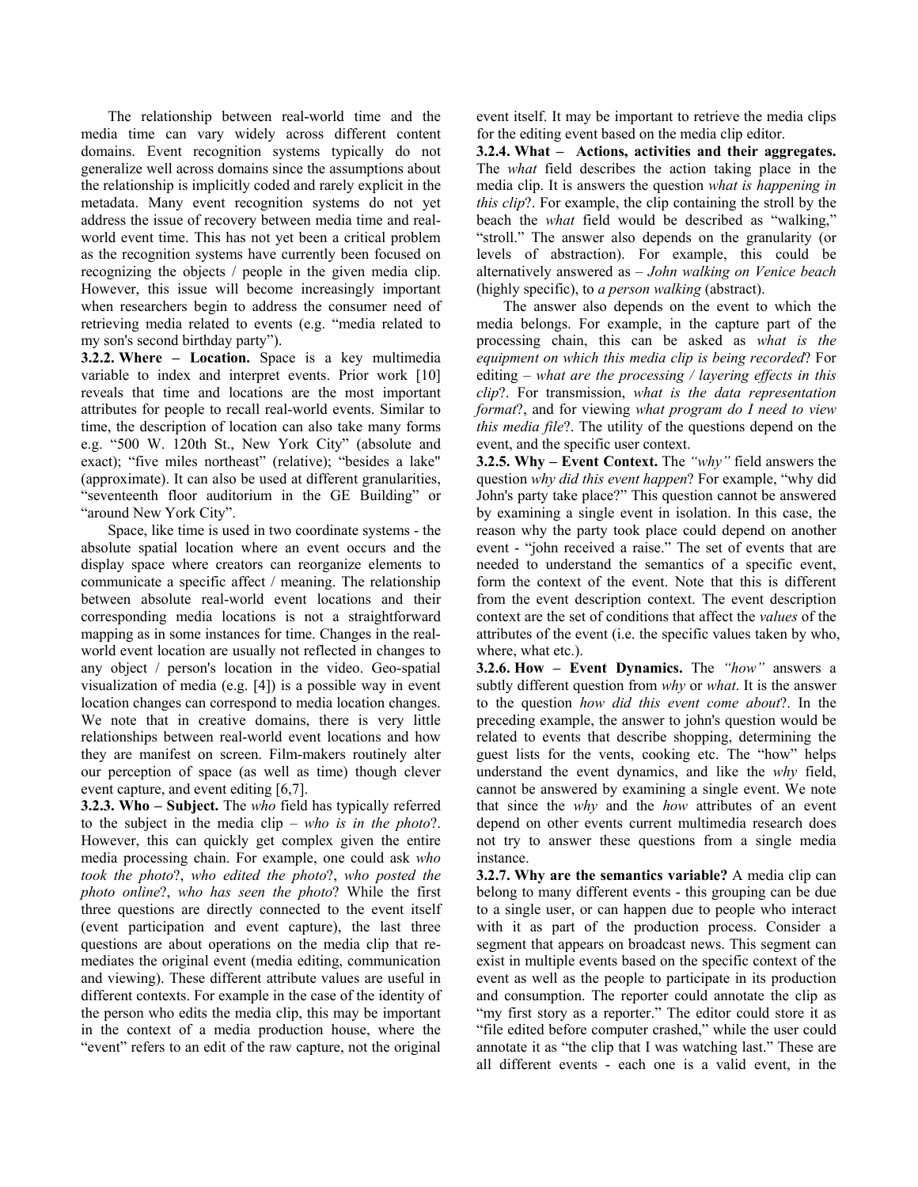The relationship between real-world time and the media time can vary widely across different content domains. Event recognition systems typically do not generalize well across domains since the assumptions about the relationship is implicitly coded and rarely explicit in the metadata. Many event recognition systems do not yet address the issue of recovery between media time and real-world event time. This has not yet been a critical problem as the recognition systems have currently been focused on recognizing the objects / people in the given media clip. However, this issue will become increasingly important when researchers begin to address the consumer need of retrieving media related to events (e.g. "media related to my son's second birthday party").

**3.2.2. Where – Location.** Space is a key multimedia variable to index and interpret events. Prior work [10] reveals that time and locations are the most important attributes for people to recall real-world events. Similar to time, the description of location can also take many forms e.g. "500 W. 120th St., New York City" (absolute and exact); "five miles northeast" (relative); "besides a lake" (approximate). It can also be used at different granularities, "seventeenth floor auditorium in the GE Building" or "around New York City".

Space, like time is used in two coordinate systems - the absolute spatial location where an event occurs and the display space where creators can reorganize elements to communicate a specific affect / meaning. The relationship between absolute real-world event locations and their corresponding media locations is not a straightforward mapping as in some instances for time. Changes in the real-world event location are usually not reflected in changes to any object / person's location in the video. Geo-spatial visualization of media (e.g. [4]) is a possible way in event location changes can correspond to media location changes. We note that in creative domains, there is very little relationships between real-world event locations and how they are manifest on screen. Film-makers routinely alter our perception of space (as well as time) though clever event capture, and event editing [6,7].

**3.2.3. Who – Subject.** The *who* field has typically referred to the subject in the media clip – *who is in the photo*?. However, this can quickly get complex given the entire media processing chain. For example, one could ask *who took the photo*?, *who edited the photo*?, *who posted the photo online*?, *who has seen the photo*? While the first three questions are directly connected to the event itself (event participation and event capture), the last three questions are about operations on the media clip that re-mediates the original event (media editing, communication and viewing). These different attribute values are useful in different contexts. For example in the case of the identity of the person who edits the media clip, this may be important in the context of a media production house, where the "event" refers to an edit of the raw capture, not the original event itself. It may be important to retrieve the media clips for the editing event based on the media clip editor.

**3.2.4. What – Actions, activities and their aggregates.** The *what* field describes the action taking place in the media clip. It is answers the question *what is happening in this clip*?. For example, the clip containing the stroll by the beach the *what* field would be described as "walking," "stroll." The answer also depends on the granularity (or levels of abstraction). For example, this could be alternatively answered as – *John walking on Venice beach* (highly specific), to *a person walking* (abstract).

The answer also depends on the event to which the media belongs. For example, in the capture part of the processing chain, this can be asked as *what is the equipment on which this media clip is being recorded*? For editing – *what are the processing / layering effects in this clip*?. For transmission, *what is the data representation format*?, and for viewing *what program do I need to view this media file*?. The utility of the questions depend on the event, and the specific user context.

**3.2.5. Why – Event Context.** The *"why"* field answers the question *why did this event happen*? For example, "why did John's party take place?" This question cannot be answered by examining a single event in isolation. In this case, the reason why the party took place could depend on another event - "john received a raise." The set of events that are needed to understand the semantics of a specific event, form the context of the event. Note that this is different from the event description context. The event description context are the set of conditions that affect the *values* of the attributes of the event (i.e. the specific values taken by who, where, what etc.).

**3.2.6. How – Event Dynamics.** The *"how"* answers a subtly different question from *why* or *what*. It is the answer to the question *how did this event come about*?. In the preceding example, the answer to john's question would be related to events that describe shopping, determining the guest lists for the vents, cooking etc. The "how" helps understand the event dynamics, and like the *why* field, cannot be answered by examining a single event. We note that since the *why* and the *how* attributes of an event depend on other events current multimedia research does not try to answer these questions from a single media instance.

**3.2.7. Why are the semantics variable?** A media clip can belong to many different events - this grouping can be due to a single user, or can happen due to people who interact with it as part of the production process. Consider a segment that appears on broadcast news. This segment can exist in multiple events based on the specific context of the event as well as the people to participate in its production and consumption. The reporter could annotate the clip as "my first story as a reporter." The editor could store it as "file edited before computer crashed," while the user could annotate it as "the clip that I was watching last." These are all different events - each one is a valid event, in the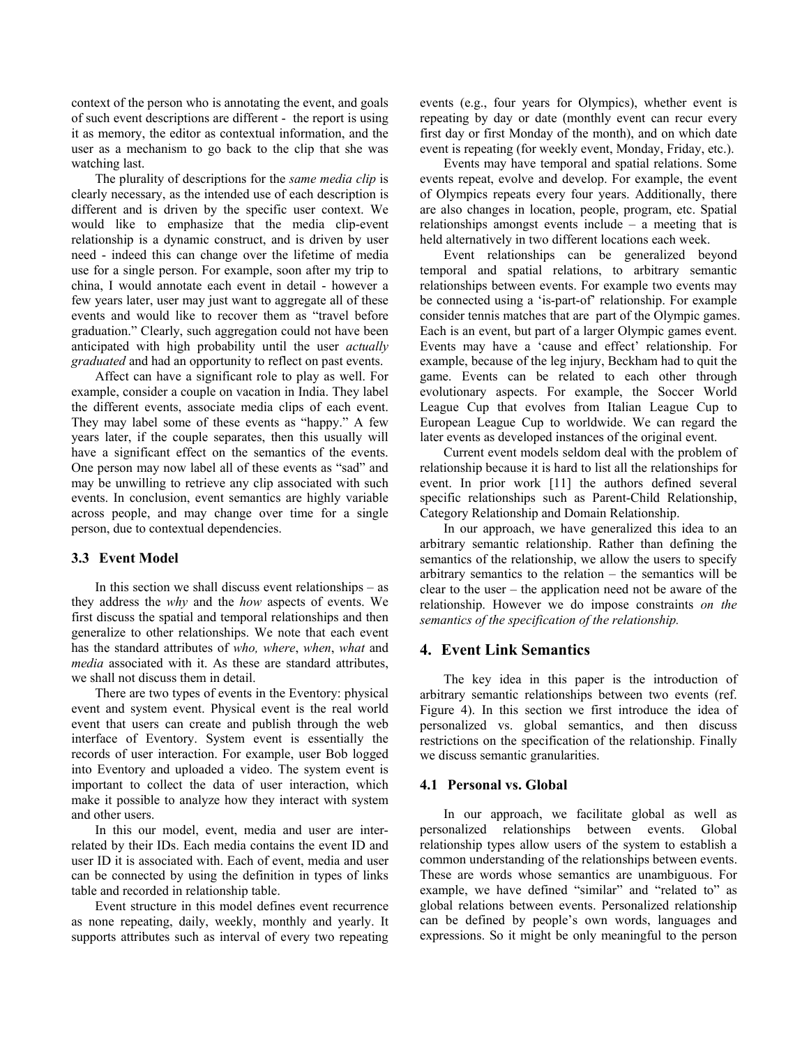context of the person who is annotating the event, and goals of such event descriptions are different - the report is using it as memory, the editor as contextual information, and the user as a mechanism to go back to the clip that she was watching last.

The plurality of descriptions for the *same media clip* is clearly necessary, as the intended use of each description is different and is driven by the specific user context. We would like to emphasize that the media clip-event relationship is a dynamic construct, and is driven by user need - indeed this can change over the lifetime of media use for a single person. For example, soon after my trip to china, I would annotate each event in detail - however a few years later, user may just want to aggregate all of these events and would like to recover them as "travel before graduation." Clearly, such aggregation could not have been anticipated with high probability until the user *actually graduated* and had an opportunity to reflect on past events.

Affect can have a significant role to play as well. For example, consider a couple on vacation in India. They label the different events, associate media clips of each event. They may label some of these events as "happy." A few years later, if the couple separates, then this usually will have a significant effect on the semantics of the events. One person may now label all of these events as "sad" and may be unwilling to retrieve any clip associated with such events. In conclusion, event semantics are highly variable across people, and may change over time for a single person, due to contextual dependencies.

### 3.3 Event Model

In this section we shall discuss event relationships – as they address the *why* and the *how* aspects of events. We first discuss the spatial and temporal relationships and then generalize to other relationships. We note that each event has the standard attributes of *who, where*, *when*, *what* and *media* associated with it. As these are standard attributes, we shall not discuss them in detail.

There are two types of events in the Eventory: physical event and system event. Physical event is the real world event that users can create and publish through the web interface of Eventory. System event is essentially the records of user interaction. For example, user Bob logged into Eventory and uploaded a video. The system event is important to collect the data of user interaction, which make it possible to analyze how they interact with system and other users.

In this our model, event, media and user are inter-related by their IDs. Each media contains the event ID and user ID it is associated with. Each of event, media and user can be connected by using the definition in types of links table and recorded in relationship table.

Event structure in this model defines event recurrence as none repeating, daily, weekly, monthly and yearly. It supports attributes such as interval of every two repeating events (e.g., four years for Olympics), whether event is repeating by day or date (monthly event can recur every first day or first Monday of the month), and on which date event is repeating (for weekly event, Monday, Friday, etc.).

Events may have temporal and spatial relations. Some events repeat, evolve and develop. For example, the event of Olympics repeats every four years. Additionally, there are also changes in location, people, program, etc. Spatial relationships amongst events include – a meeting that is held alternatively in two different locations each week.

Event relationships can be generalized beyond temporal and spatial relations, to arbitrary semantic relationships between events. For example two events may be connected using a 'is-part-of' relationship. For example consider tennis matches that are part of the Olympic games. Each is an event, but part of a larger Olympic games event. Events may have a 'cause and effect' relationship. For example, because of the leg injury, Beckham had to quit the game. Events can be related to each other through evolutionary aspects. For example, the Soccer World League Cup that evolves from Italian League Cup to European League Cup to worldwide. We can regard the later events as developed instances of the original event.

Current event models seldom deal with the problem of relationship because it is hard to list all the relationships for event. In prior work [11] the authors defined several specific relationships such as Parent-Child Relationship, Category Relationship and Domain Relationship.

In our approach, we have generalized this idea to an arbitrary semantic relationship. Rather than defining the semantics of the relationship, we allow the users to specify arbitrary semantics to the relation – the semantics will be clear to the user – the application need not be aware of the relationship. However we do impose constraints *on the semantics of the specification of the relationship.*

## 4. Event Link Semantics

The key idea in this paper is the introduction of arbitrary semantic relationships between two events (ref. Figure 4). In this section we first introduce the idea of personalized vs. global semantics, and then discuss restrictions on the specification of the relationship. Finally we discuss semantic granularities.

### 4.1 Personal vs. Global

In our approach, we facilitate global as well as personalized relationships between events. Global relationship type allow users of the system to establish a common understanding of the relationships between events. These are words whose semantics are unambiguous. For example, we have defined "similar" and "related to" as global relations between events. Personalized relationship can be defined by people's own words, languages and expressions. So it might be only meaningful to the person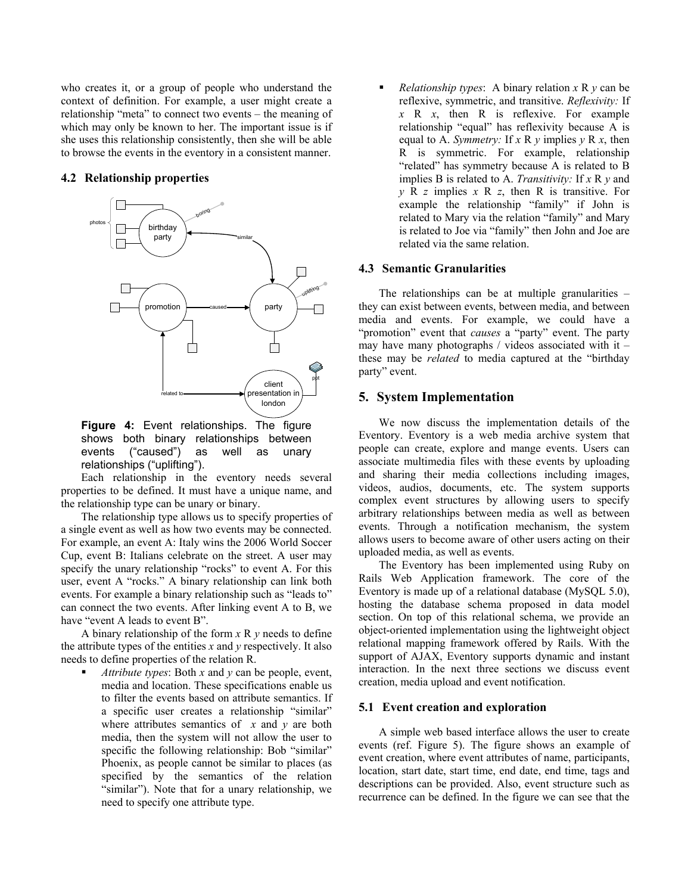who creates it, or a group of people who understand the context of definition. For example, a user might create a relationship "meta" to connect two events – the meaning of which may only be known to her. The important issue is if she uses this relationship consistently, then she will be able to browse the events in the eventory in a consistent manner.

### 4.2 Relationship properties

**Figure 4:** Event relationships. The figure shows both binary relationships between events ("caused") as well as unary relationships ("uplifting").

Each relationship in the eventory needs several properties to be defined. It must have a unique name, and the relationship type can be unary or binary.

The relationship type allows us to specify properties of a single event as well as how two events may be connected. For example, an event A: Italy wins the 2006 World Soccer Cup, event B: Italians celebrate on the street. A user may specify the unary relationship "rocks" to event A. For this user, event A "rocks." A binary relationship can link both events. For example a binary relationship such as "leads to" can connect the two events. After linking event A to B, we have "event A leads to event B".

A binary relationship of the form $x$ R $y$ needs to define the attribute types of the entities $x$ and $y$ respectively. It also needs to define properties of the relation R.

- *Attribute types*: Both $x$ and $y$ can be people, event, media and location. These specifications enable us to filter the events based on attribute semantics. If a specific user creates a relationship "similar" where attributes semantics of $x$ and $y$ are both media, then the system will not allow the user to specific the following relationship: Bob "similar" Phoenix, as people cannot be similar to places (as specified by the semantics of the relation "similar"). Note that for a unary relationship, we need to specify one attribute type.
- *Relationship types*: A binary relation $x$ R $y$ can be reflexive, symmetric, and transitive. *Reflexivity:* If $x$ R $x$, then R is reflexive. For example relationship "equal" has reflexivity because A is equal to A. *Symmetry:* If $x$ R $y$ implies $y$ R $x$, then R is symmetric. For example, relationship "related" has symmetry because A is related to B implies B is related to A. *Transitivity:* If $x$ R $y$ and $y$ R $z$ implies $x$ R $z$, then R is transitive. For example the relationship "family" if John is related to Mary via the relation "family" and Mary is related to Joe via "family" then John and Joe are related via the same relation.

### 4.3 Semantic Granularities

The relationships can be at multiple granularities – they can exist between events, between media, and between media and events. For example, we could have a "promotion" event that *causes* a "party" event. The party may have many photographs / videos associated with it – these may be *related* to media captured at the "birthday party" event.

## 5. System Implementation

We now discuss the implementation details of the Eventory. Eventory is a web media archive system that people can create, explore and mange events. Users can associate multimedia files with these events by uploading and sharing their media collections including images, videos, audios, documents, etc. The system supports complex event structures by allowing users to specify arbitrary relationships between media as well as between events. Through a notification mechanism, the system allows users to become aware of other users acting on their uploaded media, as well as events.

The Eventory has been implemented using Ruby on Rails Web Application framework. The core of the Eventory is made up of a relational database (MySQL 5.0), hosting the database schema proposed in data model section. On top of this relational schema, we provide an object-oriented implementation using the lightweight object relational mapping framework offered by Rails. With the support of AJAX, Eventory supports dynamic and instant interaction. In the next three sections we discuss event creation, media upload and event notification.

### 5.1 Event creation and exploration

A simple web based interface allows the user to create events (ref. Figure 5). The figure shows an example of event creation, where event attributes of name, participants, location, start date, start time, end date, end time, tags and descriptions can be provided. Also, event structure such as recurrence can be defined. In the figure we can see that the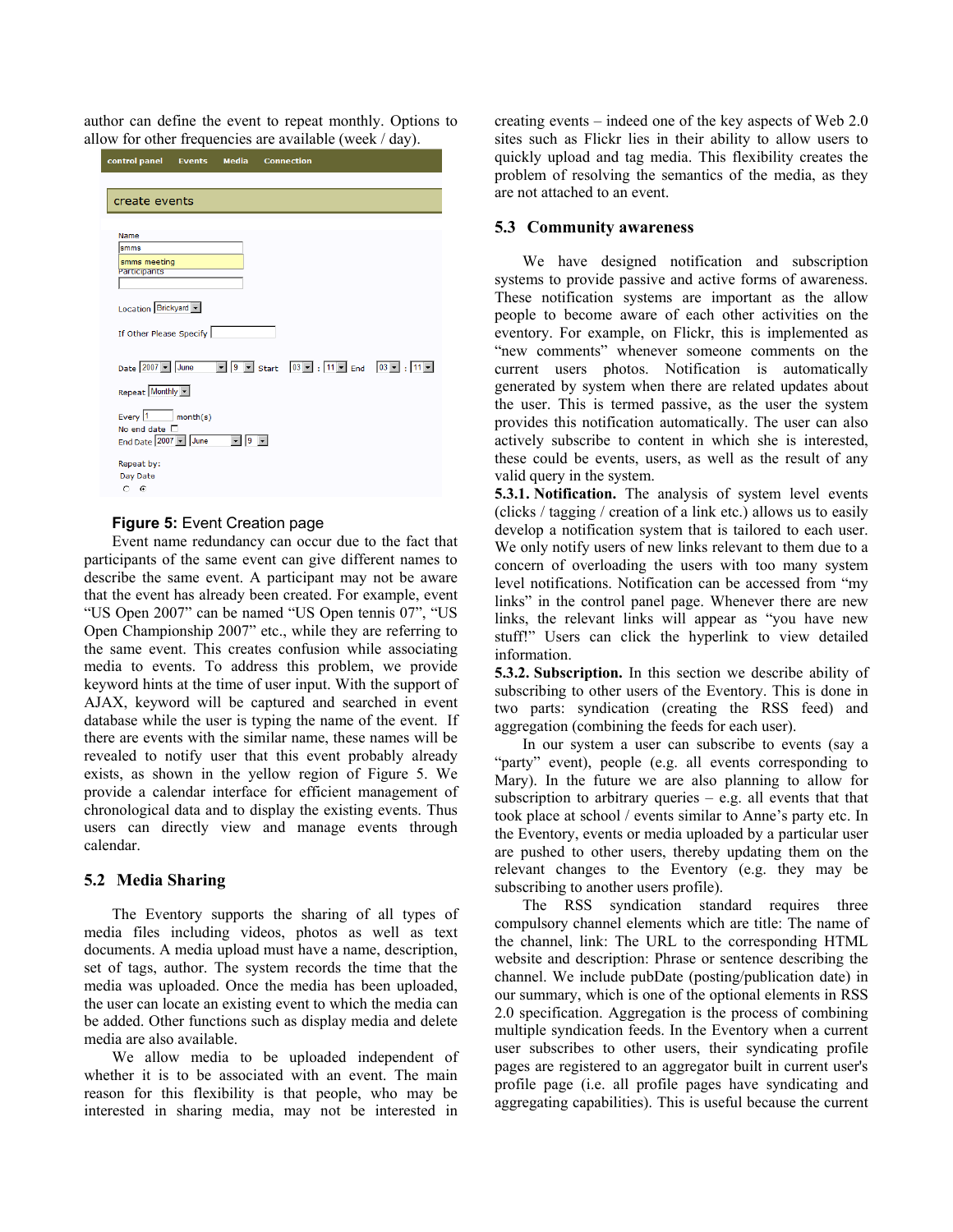author can define the event to repeat monthly. Options to allow for other frequencies are available (week / day).

**Figure 5:** Event Creation page

Event name redundancy can occur due to the fact that participants of the same event can give different names to describe the same event. A participant may not be aware that the event has already been created. For example, event "US Open 2007" can be named "US Open tennis 07", "US Open Championship 2007" etc., while they are referring to the same event. This creates confusion while associating media to events. To address this problem, we provide keyword hints at the time of user input. With the support of AJAX, keyword will be captured and searched in event database while the user is typing the name of the event. If there are events with the similar name, these names will be revealed to notify user that this event probably already exists, as shown in the yellow region of Figure 5. We provide a calendar interface for efficient management of chronological data and to display the existing events. Thus users can directly view and manage events through calendar.

## 5.2 Media Sharing

The Eventory supports the sharing of all types of media files including videos, photos as well as text documents. A media upload must have a name, description, set of tags, author. The system records the time that the media was uploaded. Once the media has been uploaded, the user can locate an existing event to which the media can be added. Other functions such as display media and delete media are also available.

We allow media to be uploaded independent of whether it is to be associated with an event. The main reason for this flexibility is that people, who may be interested in sharing media, may not be interested in creating events – indeed one of the key aspects of Web 2.0 sites such as Flickr lies in their ability to allow users to quickly upload and tag media. This flexibility creates the problem of resolving the semantics of the media, as they are not attached to an event.

## 5.3 Community awareness

We have designed notification and subscription systems to provide passive and active forms of awareness. These notification systems are important as the allow people to become aware of each other activities on the eventory. For example, on Flickr, this is implemented as "new comments" whenever someone comments on the current users photos. Notification is automatically generated by system when there are related updates about the user. This is termed passive, as the user the system provides this notification automatically. The user can also actively subscribe to content in which she is interested, these could be events, users, as well as the result of any valid query in the system.

**5.3.1. Notification.** The analysis of system level events (clicks / tagging / creation of a link etc.) allows us to easily develop a notification system that is tailored to each user. We only notify users of new links relevant to them due to a concern of overloading the users with too many system level notifications. Notification can be accessed from "my links" in the control panel page. Whenever there are new links, the relevant links will appear as "you have new stuff!" Users can click the hyperlink to view detailed information.

**5.3.2. Subscription.** In this section we describe ability of subscribing to other users of the Eventory. This is done in two parts: syndication (creating the RSS feed) and aggregation (combining the feeds for each user).

In our system a user can subscribe to events (say a "party" event), people (e.g. all events corresponding to Mary). In the future we are also planning to allow for subscription to arbitrary queries – e.g. all events that that took place at school / events similar to Anne's party etc. In the Eventory, events or media uploaded by a particular user are pushed to other users, thereby updating them on the relevant changes to the Eventory (e.g. they may be subscribing to another users profile).

The RSS syndication standard requires three compulsory channel elements which are title: The name of the channel, link: The URL to the corresponding HTML website and description: Phrase or sentence describing the channel. We include pubDate (posting/publication date) in our summary, which is one of the optional elements in RSS 2.0 specification. Aggregation is the process of combining multiple syndication feeds. In the Eventory when a current user subscribes to other users, their syndicating profile pages are registered to an aggregator built in current user's profile page (i.e. all profile pages have syndicating and aggregating capabilities). This is useful because the current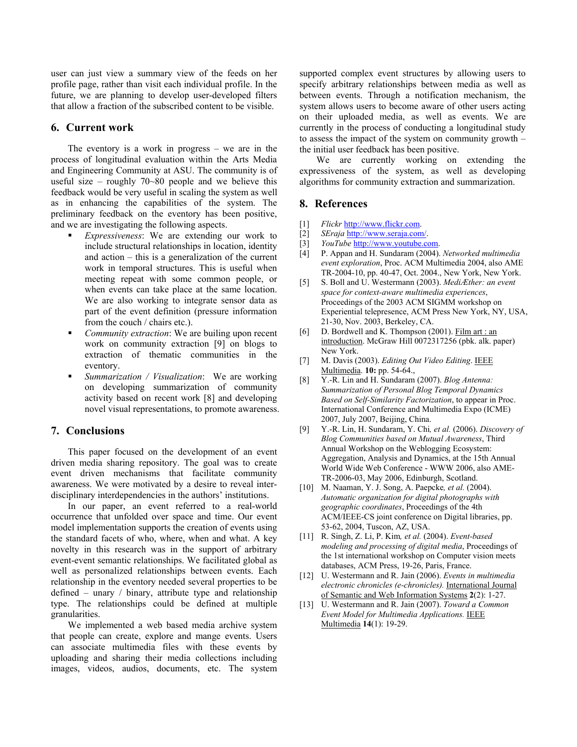user can just view a summary view of the feeds on her profile page, rather than visit each individual profile. In the future, we are planning to develop user-developed filters that allow a fraction of the subscribed content to be visible.

## 6. Current work

The eventory is a work in progress – we are in the process of longitudinal evaluation within the Arts Media and Engineering Community at ASU. The community is of useful size – roughly 70~80 people and we believe this feedback would be very useful in scaling the system as well as in enhancing the capabilities of the system. The preliminary feedback on the eventory has been positive, and we are investigating the following aspects.

- *Expressiveness*: We are extending our work to include structural relationships in location, identity and action – this is a generalization of the current work in temporal structures. This is useful when meeting repeat with some common people, or when events can take place at the same location. We are also working to integrate sensor data as part of the event definition (pressure information from the couch / chairs etc.).
- *Community extraction*: We are builing upon recent work on community extraction [9] on blogs to extraction of thematic communities in the eventory.
- *Summarization / Visualization*: We are working on developing summarization of community activity based on recent work [8] and developing novel visual representations, to promote awareness.

## 7. Conclusions

This paper focused on the development of an event driven media sharing repository. The goal was to create event driven mechanisms that facilitate community awareness. We were motivated by a desire to reveal inter-disciplinary interdependencies in the authors' institutions.

In our paper, an event referred to a real-world occurrence that unfolded over space and time. Our event model implementation supports the creation of events using the standard facets of who, where, when and what. A key novelty in this research was in the support of arbitrary event-event semantic relationships. We facilitated global as well as personalized relationships between events. Each relationship in the eventory needed several properties to be defined – unary / binary, attribute type and relationship type. The relationships could be defined at multiple granularities.

We implemented a web based media archive system that people can create, explore and mange events. Users can associate multimedia files with these events by uploading and sharing their media collections including images, videos, audios, documents, etc. The system supported complex event structures by allowing users to specify arbitrary relationships between media as well as between events. Through a notification mechanism, the system allows users to become aware of other users acting on their uploaded media, as well as events. We are currently in the process of conducting a longitudinal study to assess the impact of the system on community growth – the initial user feedback has been positive.

We are currently working on extending the expressiveness of the system, as well as developing algorithms for community extraction and summarization.

## 8. References

[1] *Flickr* http://www.flickr.com.

[2] *SEraja* http://www.seraja.com/.

[3] *YouTube* http://www.youtube.com.

[4] P. Appan and H. Sundaram (2004). *Networked multimedia event exploration*, Proc. ACM Multimedia 2004, also AME TR-2004-10, pp. 40-47, Oct. 2004., New York, New York.

[5] S. Boll and U. Westermann (2003). *MediÆther: an event space for context-aware multimedia experiences*, Proceedings of the 2003 ACM SIGMM workshop on Experiential telepresence, ACM Press New York, NY, USA, 21-30, Nov. 2003, Berkeley, CA.

[6] D. Bordwell and K. Thompson (2001). Film art : an introduction. McGraw Hill 0072317256 (pbk. alk. paper) New York.

[7] M. Davis (2003). *Editing Out Video Editing*. IEEE Multimedia. **10:** pp. 54-64.,

[8] Y.-R. Lin and H. Sundaram (2007). *Blog Antenna: Summarization of Personal Blog Temporal Dynamics Based on Self-Similarity Factorization*, to appear in Proc. International Conference and Multimedia Expo (ICME) 2007, July 2007, Beijing, China.

[9] Y.-R. Lin, H. Sundaram, Y. Chi*, et al.* (2006). *Discovery of Blog Communities based on Mutual Awareness*, Third Annual Workshop on the Weblogging Ecosystem: Aggregation, Analysis and Dynamics, at the 15th Annual World Wide Web Conference - WWW 2006, also AME-TR-2006-03, May 2006, Edinburgh, Scotland.

[10] M. Naaman, Y. J. Song, A. Paepcke*, et al.* (2004). *Automatic organization for digital photographs with geographic coordinates*, Proceedings of the 4th ACM/IEEE-CS joint conference on Digital libraries, pp. 53-62, 2004, Tuscon, AZ, USA.

[11] R. Singh, Z. Li, P. Kim*, et al.* (2004). *Event-based modeling and processing of digital media*, Proceedings of the 1st international workshop on Computer vision meets databases, ACM Press, 19-26, Paris, France.

[12] U. Westermann and R. Jain (2006). *Events in multimedia electronic chronicles (e-chronicles).* International Journal of Semantic and Web Information Systems **2**(2): 1-27.

[13] U. Westermann and R. Jain (2007). *Toward a Common Event Model for Multimedia Applications.* IEEE Multimedia **14**(1): 19-29.